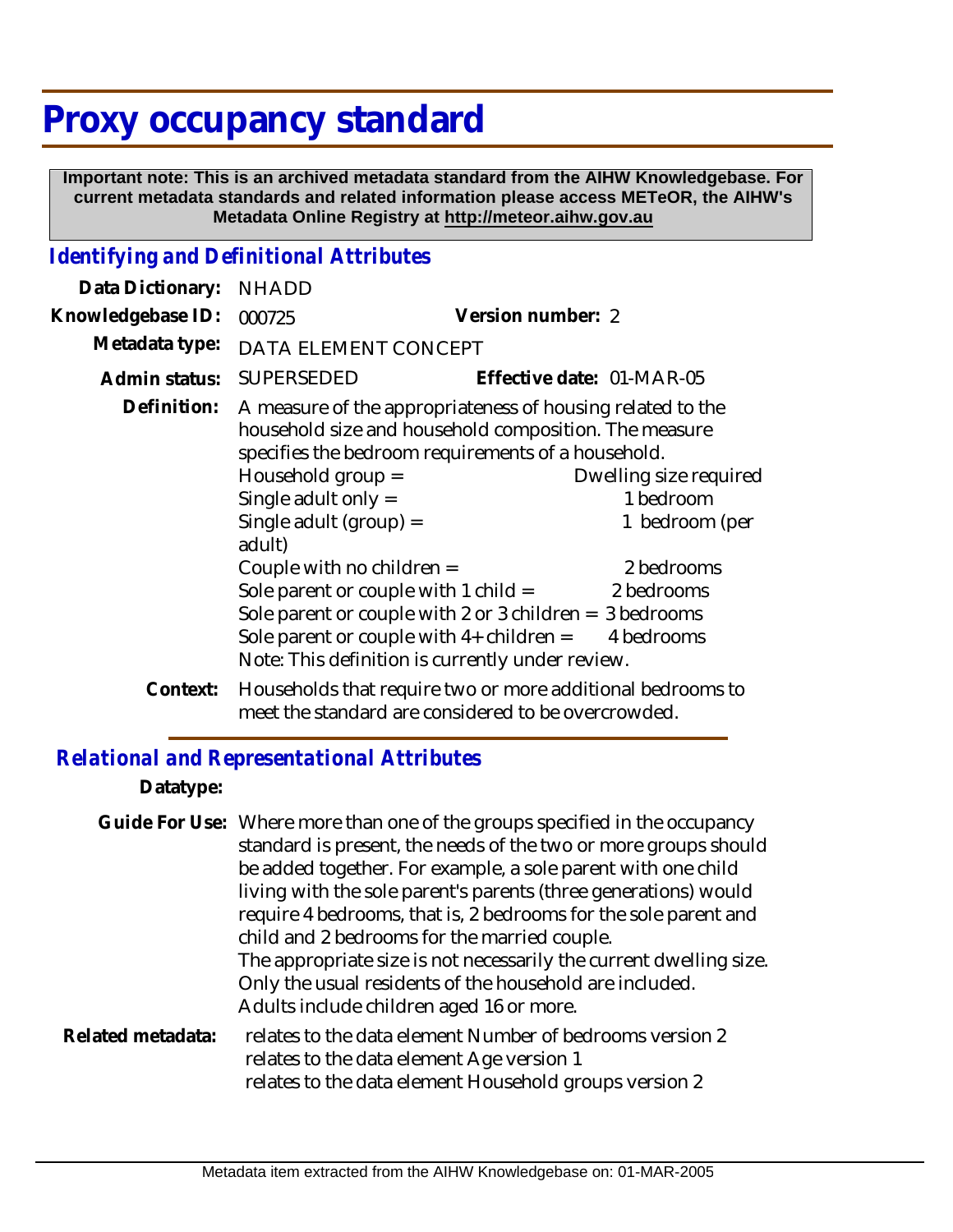# Proxy occupancy standard

**Important note: This is an archived metadata standard from the AIHW Knowledgebase. For current metadata standards and related information please access METeOR, the AIHW's Metadata Online Registry at http://meteor.aihw.gov.au**

## *Identifying and Definitional Attributes*

**Data Dictionary:** NHADD

**Knowledgebase ID:** 000725 **Version number:** 2

**Metadata type:** DATA ELEMENT CONCEPT

**Admin status:** SUPERSEDED **Effective date:** 01-MAR-05

**Definition:** A measure of the appropriateness of housing related to the household size and household composition. The measure specifies the bedroom requirements of a household.

| Household group = | Dwelling size required |
|---|---|
| Single adult only = | 1 bedroom |
| Single adult (group) = | 1 bedroom (per adult) |
| Couple with no children = | 2 bedrooms |
| Sole parent or couple with 1 child = | 2 bedrooms |
| Sole parent or couple with 2 or 3 children = | 3 bedrooms |
| Sole parent or couple with 4+ children = | 4 bedrooms |

Note: This definition is currently under review.

**Context:** Households that require two or more additional bedrooms to meet the standard are considered to be overcrowded.

## *Relational and Representational Attributes*

**Datatype:**

**Guide For Use:** Where more than one of the groups specified in the occupancy standard is present, the needs of the two or more groups should be added together. For example, a sole parent with one child living with the sole parent's parents (three generations) would require 4 bedrooms, that is, 2 bedrooms for the sole parent and child and 2 bedrooms for the married couple.
The appropriate size is not necessarily the current dwelling size.
Only the usual residents of the household are included.
Adults include children aged 16 or more.

**Related metadata:** relates to the data element Number of bedrooms version 2
relates to the data element Age version 1
relates to the data element Household groups version 2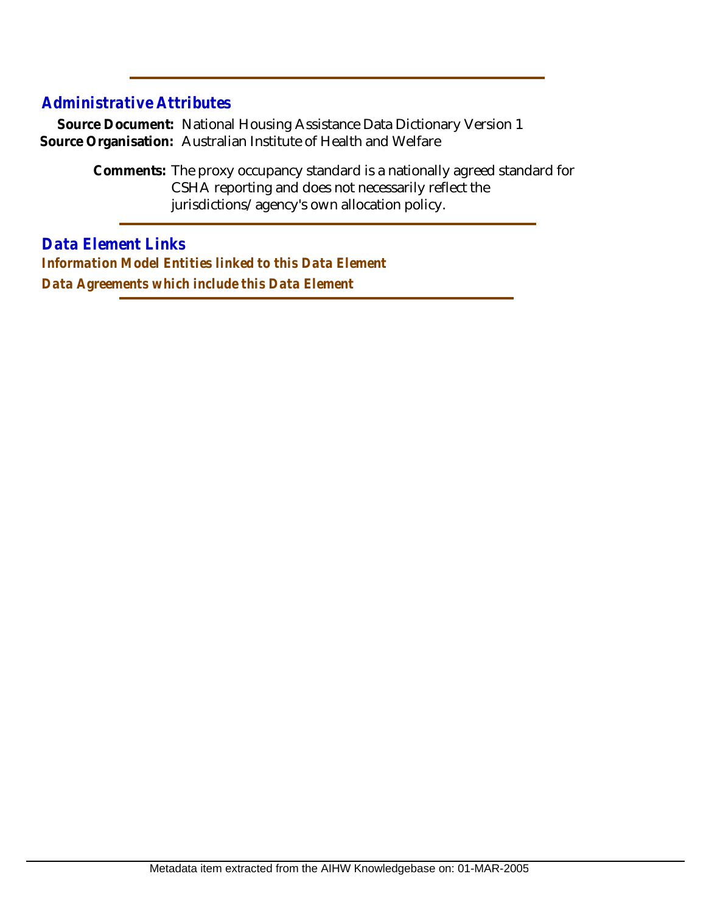## Administrative Attributes

**Source Document:** National Housing Assistance Data Dictionary Version 1
**Source Organisation:** Australian Institute of Health and Welfare

**Comments:** The proxy occupancy standard is a nationally agreed standard for CSHA reporting and does not necessarily reflect the jurisdictions/agency's own allocation policy.

## Data Element Links

***Information Model Entities linked to this Data Element***

***Data Agreements which include this Data Element***

Metadata item extracted from the AIHW Knowledgebase on: 01-MAR-2005